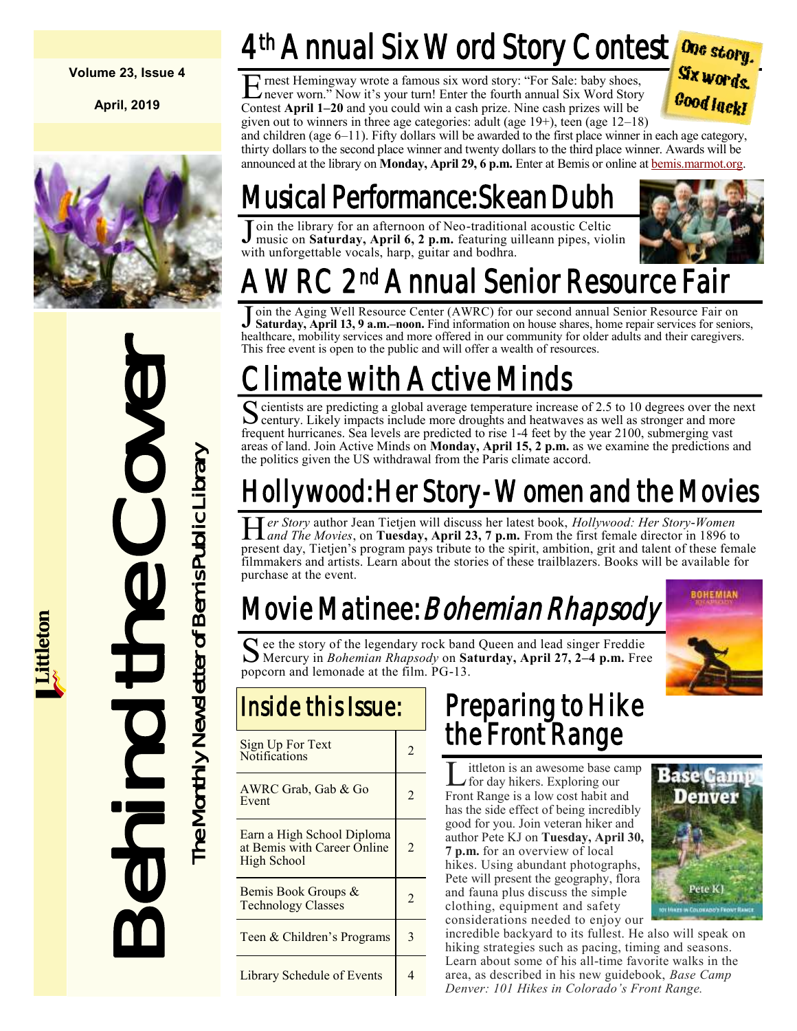Volume 23, Issue 4

April, 2019

# Behind the Cover

The Monthly Newsletter of Bemis Public Library

Littleton

## 4th Annual Six Word Story Contest

One story. Six words. Good luck!

Ernest Hemingway wrote a famous six word story: "For Sale: baby shoes, never worn." Now it's your turn! Enter the fourth annual Six Word Story Contest **April 1–20** and you could win a cash prize. Nine cash prizes will be given out to winners in three age categories: adult (age 19+), teen (age 12–18) and children (age 6–11). Fifty dollars will be awarded to the first place winner in each age category, thirty dollars to the second place winner and twenty dollars to the third place winner. Awards will be announced at the library on **Monday, April 29, 6 p.m.** Enter at Bemis or online at bemis.marmot.org.

## Musical Performance: Skean Dubh

Join the library for an afternoon of Neo-traditional acoustic Celtic music on **Saturday, April 6, 2 p.m.** featuring uilleann pipes, violin with unforgettable vocals, harp, guitar and bodhra.

## AWRC 2nd Annual Senior Resource Fair

Join the Aging Well Resource Center (AWRC) for our second annual Senior Resource Fair on **Saturday, April 13, 9 a.m.–noon.** Find information on house shares, home repair services for seniors, healthcare, mobility services and more offered in our community for older adults and their caregivers. This free event is open to the public and will offer a wealth of resources.

## Climate with Active Minds

Scientists are predicting a global average temperature increase of 2.5 to 10 degrees over the next century. Likely impacts include more droughts and heatwaves as well as stronger and more frequent hurricanes. Sea levels are predicted to rise 1-4 feet by the year 2100, submerging vast areas of land. Join Active Minds on **Monday, April 15, 2 p.m.** as we examine the predictions and the politics given the US withdrawal from the Paris climate accord.

## Hollywood: Her Story - Women and the Movies

*Her Story* author Jean Tietjen will discuss her latest book, *Hollywood: Her Story-Women and The Movies*, on **Tuesday, April 23, 7 p.m.** From the first female director in 1896 to present day, Tietjen's program pays tribute to the spirit, ambition, grit and talent of these female filmmakers and artists. Learn about the stories of these trailblazers. Books will be available for purchase at the event.

## Movie Matinee: *Bohemian Rhapsody*

See the story of the legendary rock band Queen and lead singer Freddie Mercury in *Bohemian Rhapsody* on **Saturday, April 27, 2–4 p.m.** Free popcorn and lemonade at the film. PG-13.

## Inside this Issue:

| Article | Page |
|---|---|
| Sign Up For Text Notifications | 2 |
| AWRC Grab, Gab & Go Event | 2 |
| Earn a High School Diploma at Bemis with Career Online High School | 2 |
| Bemis Book Groups & Technology Classes | 2 |
| Teen & Children's Programs | 3 |
| Library Schedule of Events | 4 |

## Preparing to Hike the Front Range

Littleton is an awesome base camp for day hikers. Exploring our Front Range is a low cost habit and has the side effect of being incredibly good for you. Join veteran hiker and author Pete KJ on **Tuesday, April 30, 7 p.m.** for an overview of local hikes. Using abundant photographs, Pete will present the geography, flora and fauna plus discuss the simple clothing, equipment and safety considerations needed to enjoy our incredible backyard to its fullest. He also will speak on hiking strategies such as pacing, timing and seasons. Learn about some of his all-time favorite walks in the area, as described in his new guidebook, *Base Camp Denver: 101 Hikes in Colorado's Front Range.*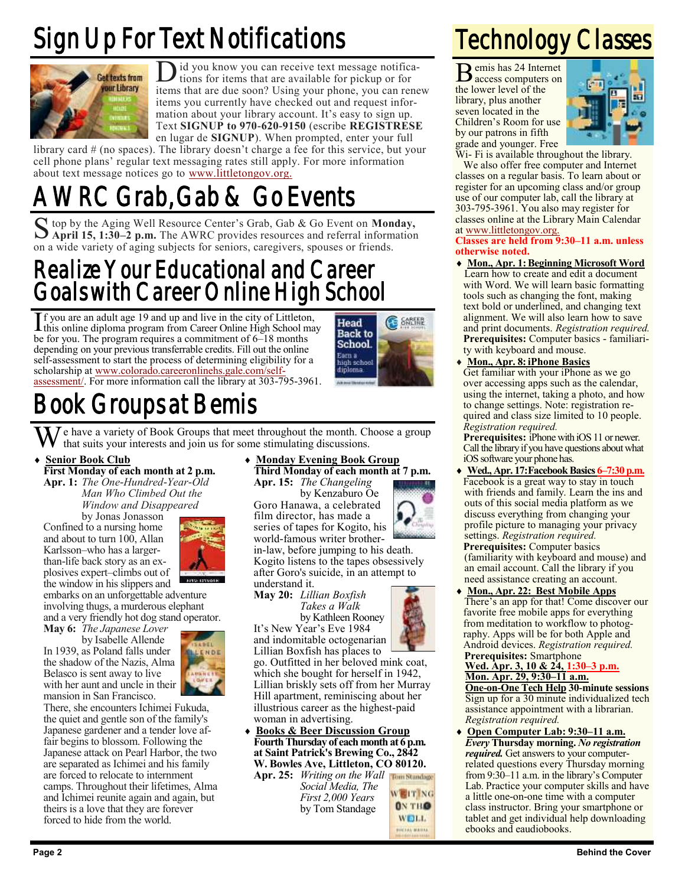# Sign Up For Text Notifications

Did you know you can receive text message notifications for items that are available for pickup or for items that are due soon? Using your phone, you can renew items you currently have checked out and request information about your library account. It's easy to sign up. Text **SIGNUP to 970-620-9150** (escribe **REGISTRESE** en lugar de **SIGNUP**). When prompted, enter your full library card # (no spaces). The library doesn't charge a fee for this service, but your cell phone plans' regular text messaging rates still apply. For more information about text message notices go to www.littletongov.org.

# AWRC Grab, Gab & Go Events

Stop by the Aging Well Resource Center's Grab, Gab & Go Event on **Monday, April 15, 1:30–2 p.m.** The AWRC provides resources and referral information on a wide variety of aging subjects for seniors, caregivers, spouses or friends.

# Realize Your Educational and Career Goals with Career Online High School

If you are an adult age 19 and up and live in the city of Littleton, this online diploma program from Career Online High School may be for you. The program requires a commitment of 6–18 months depending on your previous transferrable credits. Fill out the online self-assessment to start the process of determining eligibility for a scholarship at www.colorado.careeronlinehs.gale.com/self-assessment/. For more information call the library at 303-795-3961.

# Book Groups at Bemis

We have a variety of Book Groups that meet throughout the month. Choose a group that suits your interests and join us for some stimulating discussions.

- **Senior Book Club**
  **First Monday of each month at 2 p.m.**
  **Apr. 1:** *The One-Hundred-Year-Old Man Who Climbed Out the Window and Disappeared* by Jonas Jonasson
  Confined to a nursing home and about to turn 100, Allan Karlsson–who has a larger-than-life back story as an explosives expert–climbs out of the window in his slippers and embarks on an unforgettable adventure involving thugs, a murderous elephant and a very friendly hot dog stand operator.
  **May 6:** *The Japanese Lover* by Isabelle Allende
  In 1939, as Poland falls under the shadow of the Nazis, Alma Belasco is sent away to live with her aunt and uncle in their mansion in San Francisco. There, she encounters Ichimei Fukuda, the quiet and gentle son of the family's Japanese gardener and a tender love affair begins to blossom. Following the Japanese attack on Pearl Harbor, the two are separated as Ichimei and his family are forced to relocate to internment camps. Throughout their lifetimes, Alma and Ichimei reunite again and again, but theirs is a love that they are forever forced to hide from the world.

- **Monday Evening Book Group**
  **Third Monday of each month at 7 p.m.**
  **Apr. 15:** *The Changeling* by Kenzaburo Oe
  Goro Hanawa, a celebrated film director, has made a series of tapes for Kogito, his world-famous writer brother-in-law, before jumping to his death. Kogito listens to the tapes obsessively after Goro's suicide, in an attempt to understand it.
  **May 20:** *Lillian Boxfish Takes a Walk* by Kathleen Rooney
  It's New Year's Eve 1984 and indomitable octogenarian Lillian Boxfish has places to go. Outfitted in her beloved mink coat, which she bought for herself in 1942, Lillian briskly sets off from her Murray Hill apartment, reminiscing about her illustrious career as the highest-paid woman in advertising.

- **Books & Beer Discussion Group**
  **Fourth Thursday of each month at 6 p.m. at Saint Patrick's Brewing Co., 2842 W. Bowles Ave, Littleton, CO 80120.**
  **Apr. 25:** *Writing on the Wall Social Media, The First 2,000 Years* by Tom Standage

# Technology Classes

Bemis has 24 Internet access computers on the lower level of the library, plus another seven located in the Children's Room for use by our patrons in fifth grade and younger. Free Wi- Fi is available throughout the library.

We also offer free computer and Internet classes on a regular basis. To learn about or register for an upcoming class and/or group use of our computer lab, call the library at 303-795-3961. You also may register for classes online at the Library Main Calendar at www.littletongov.org.

**Classes are held from 9:30–11 a.m. unless otherwise noted.**

- **Mon., Apr. 1: Beginning Microsoft Word**
  Learn how to create and edit a document with Word. We will learn basic formatting tools such as changing the font, making text bold or underlined, and changing text alignment. We will also learn how to save and print documents. *Registration required.*
  **Prerequisites:** Computer basics - familiarity with keyboard and mouse.

- **Mon., Apr. 8: iPhone Basics**
  Get familiar with your iPhone as we go over accessing apps such as the calendar, using the internet, taking a photo, and how to change settings. Note: registration required and class size limited to 10 people. *Registration required.*
  **Prerequisites:** iPhone with iOS 11 or newer. Call the library if you have questions about what iOS software your phone has.

- **Wed., Apr. 17: Facebook Basics 6–7:30 p.m.**
  Facebook is a great way to stay in touch with friends and family. Learn the ins and outs of this social media platform as we discuss everything from changing your profile picture to managing your privacy settings. *Registration required.*
  **Prerequisites:** Computer basics (familiarity with keyboard and mouse) and an email account. Call the library if you need assistance creating an account.

- **Mon., Apr. 22: Best Mobile Apps**
  There's an app for that! Come discover our favorite free mobile apps for everything from meditation to workflow to photography. Apps will be for both Apple and Android devices. *Registration required.*
  **Prerequisites:** Smartphone
  **Wed. Apr. 3, 10 & 24, 1:30–3 p.m.**
  **Mon. Apr. 29, 9:30–11 a.m.**
  **One-on-One Tech Help 30-minute sessions**
  Sign up for a 30 minute individualized tech assistance appointment with a librarian. *Registration required.*

- **Open Computer Lab: 9:30–11 a.m.**
  ***Every* Thursday morning. *No registration required.*** Get answers to your computer-related questions every Thursday morning from 9:30–11 a.m. in the library's Computer Lab. Practice your computer skills and have a little one-on-one time with a computer class instructor. Bring your smartphone or tablet and get individual help downloading ebooks and eaudiobooks.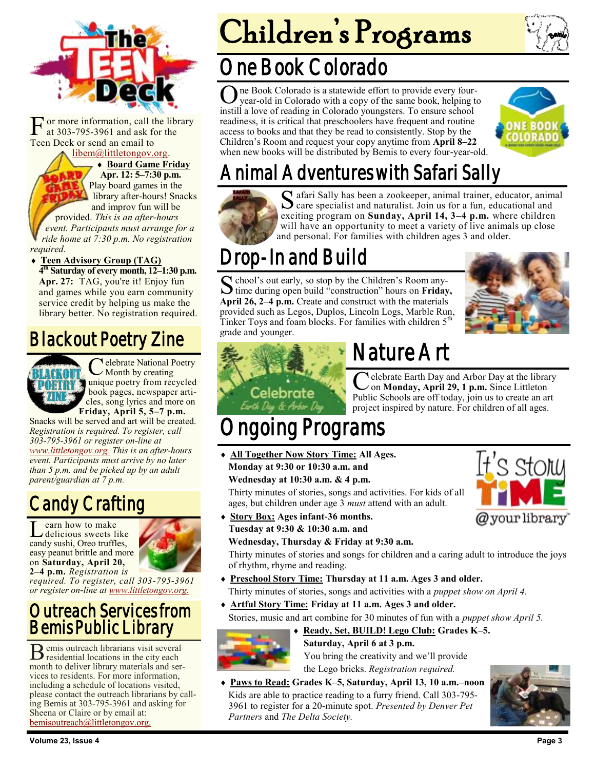# The Teen Deck

For more information, call the library at 303-795-3961 and ask for the Teen Deck or send an email to libem@littletongov.org.

- **Board Game Friday**
  **Apr. 12: 5–7:30 p.m.**
  Play board games in the library after-hours! Snacks and improv fun will be provided. *This is an after-hours event. Participants must arrange for a ride home at 7:30 p.m. No registration required.*
- **Teen Advisory Group (TAG)**
  **4th Saturday of every month, 12–1:30 p.m.**
  **Apr. 27:** TAG, you're it! Enjoy fun and games while you earn community service credit by helping us make the library better. No registration required.

## Blackout Poetry Zine

Celebrate National Poetry Month by creating unique poetry from recycled book pages, newspaper articles, song lyrics and more on **Friday, April 5, 5–7 p.m.** Snacks will be served and art will be created. *Registration is required. To register, call 303-795-3961 or register on-line at www.littletongov.org. This is an after-hours event. Participants must arrive by no later than 5 p.m. and be picked up by an adult parent/guardian at 7 p.m.*

## Candy Crafting

Learn how to make delicious sweets like candy sushi, Oreo truffles, easy peanut brittle and more on **Saturday, April 20, 2–4 p.m.** *Registration is required. To register, call 303-795-3961 or register on-line at www.littletongov.org.*

## Outreach Services from Bemis Public Library

Bemis outreach librarians visit several residential locations in the city each month to deliver library materials and services to residents. For more information, including a schedule of locations visited, please contact the outreach librarians by calling Bemis at 303-795-3961 and asking for Sheena or Claire or by email at: bemisoutreach@littletongov.org.

# Children's Programs

## One Book Colorado

One Book Colorado is a statewide effort to provide every four-year-old in Colorado with a copy of the same book, helping to instill a love of reading in Colorado youngsters. To ensure school readiness, it is critical that preschoolers have frequent and routine access to books and that they be read to consistently. Stop by the Children's Room and request your copy anytime from **April 8–22** when new books will be distributed by Bemis to every four-year-old.

## Animal Adventures with Safari Sally

Safari Sally has been a zookeeper, animal trainer, educator, animal care specialist and naturalist. Join us for a fun, educational and exciting program on **Sunday, April 14, 3–4 p.m.** where children will have an opportunity to meet a variety of live animals up close and personal. For families with children ages 3 and older.

## Drop-In and Build

School's out early, so stop by the Children's Room anytime during open build "construction" hours on **Friday, April 26, 2–4 p.m.** Create and construct with the materials provided such as Legos, Duplos, Lincoln Logs, Marble Run, Tinker Toys and foam blocks. For families with children 5th grade and younger.

## Nature Art

Celebrate Earth Day and Arbor Day at the library on **Monday, April 29, 1 p.m.** Since Littleton Public Schools are off today, join us to create an art project inspired by nature. For children of all ages.

## Ongoing Programs

- **All Together Now Story Time: All Ages.**
  **Monday at 9:30 or 10:30 a.m. and**
  **Wednesday at 10:30 a.m. & 4 p.m.**
  Thirty minutes of stories, songs and activities. For kids of all ages, but children under age 3 *must* attend with an adult.
- **Story Box: Ages infant-36 months.**
  **Tuesday at 9:30 & 10:30 a.m. and**
  **Wednesday, Thursday & Friday at 9:30 a.m.**
  Thirty minutes of stories and songs for children and a caring adult to introduce the joys of rhythm, rhyme and reading.
- **Preschool Story Time: Thursday at 11 a.m. Ages 3 and older.**
  Thirty minutes of stories, songs and activities with a *puppet show on April 4.*
- **Artful Story Time: Friday at 11 a.m. Ages 3 and older.**
  Stories, music and art combine for 30 minutes of fun with a *puppet show April 5.*
- **Ready, Set, BUILD! Lego Club: Grades K–5.**
  **Saturday, April 6 at 3 p.m.**
  You bring the creativity and we'll provide the Lego bricks. *Registration required.*
- **Paws to Read: Grades K–5, Saturday, April 13, 10 a.m.–noon**
  Kids are able to practice reading to a furry friend. Call 303-795-3961 to register for a 20-minute spot. *Presented by Denver Pet Partners* and *The Delta Society.*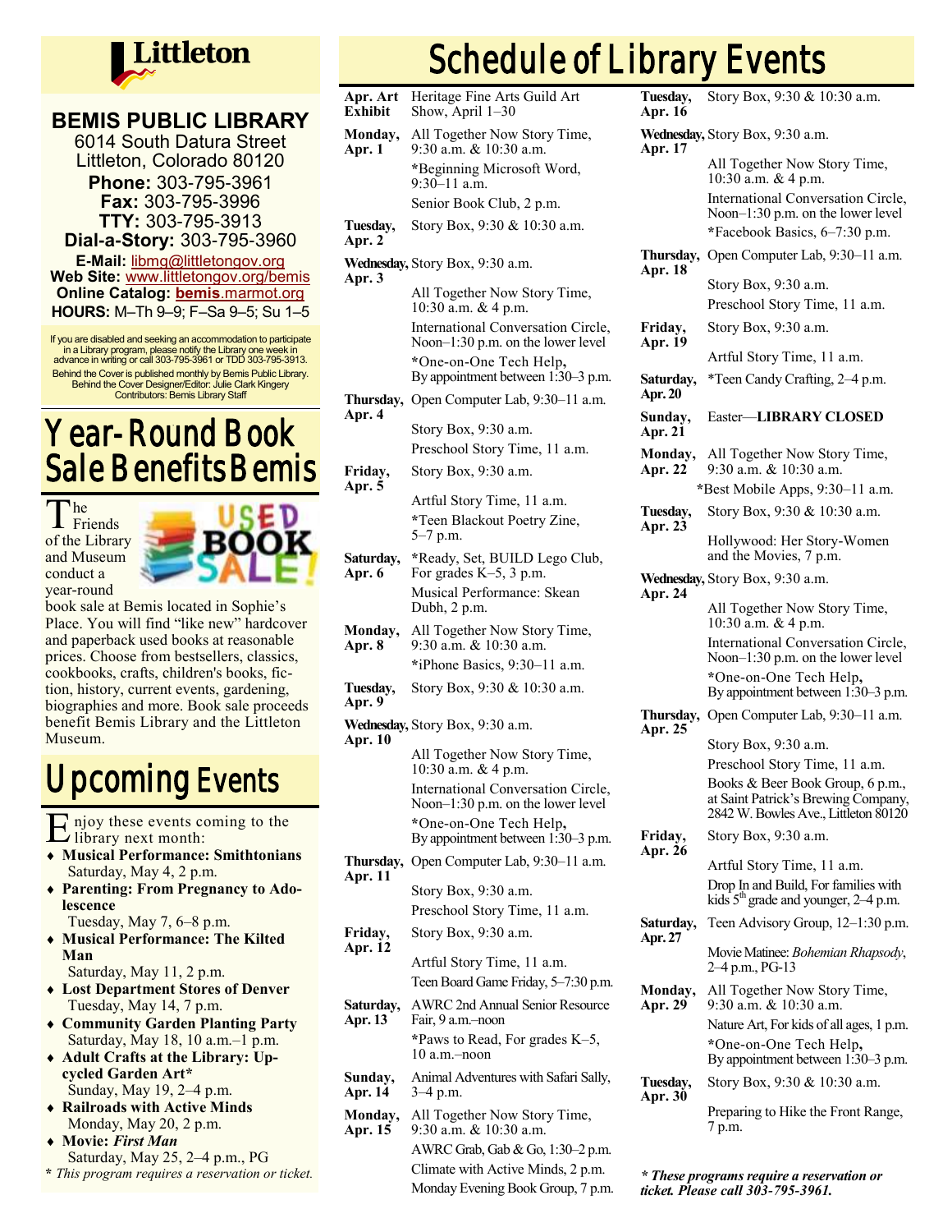Littleton

**BEMIS PUBLIC LIBRARY**
6014 South Datura Street
Littleton, Colorado 80120
**Phone:** 303-795-3961
**Fax:** 303-795-3996
**TTY:** 303-795-3913
**Dial-a-Story:** 303-795-3960
**E-Mail:** libmg@littletongov.org
**Web Site:** www.littletongov.org/bemis
**Online Catalog:** **bemis**.marmot.org
**HOURS:** M–Th 9–9; F–Sa 9–5; Su 1–5

If you are disabled and seeking an accommodation to participate in a Library program, please notify the Library one week in advance in writing or call 303-795-3961 or TDD 303-795-3913.
Behind the Cover is published monthly by Bemis Public Library. Behind the Cover Designer/Editor: Julie Clark Kingery
Contributors: Bemis Library Staff

# Year-Round Book Sale Benefits Bemis

The Friends of the Library and Museum conduct a year-round book sale at Bemis located in Sophie's Place. You will find "like new" hardcover and paperback used books at reasonable prices. Choose from bestsellers, classics, cookbooks, crafts, children's books, fiction, history, current events, gardening, biographies and more. Book sale proceeds benefit Bemis Library and the Littleton Museum.

# Upcoming Events

Enjoy these events coming to the library next month:

- **Musical Performance: Smithtonians**
  Saturday, May 4, 2 p.m.
- **Parenting: From Pregnancy to Adolescence**
  Tuesday, May 7, 6–8 p.m.
- **Musical Performance: The Kilted Man**
  Saturday, May 11, 2 p.m.
- **Lost Department Stores of Denver**
  Tuesday, May 14, 7 p.m.
- **Community Garden Planting Party**
  Saturday, May 18, 10 a.m.–1 p.m.
- **Adult Crafts at the Library: Upcycled Garden Art***
  Sunday, May 19, 2–4 p.m.
- **Railroads with Active Minds**
  Monday, May 20, 2 p.m.
- **Movie: *First Man***
  Saturday, May 25, 2–4 p.m., PG

*\* This program requires a reservation or ticket.*

# Schedule of Library Events

| | |
|---|---|
| **Apr. Art Exhibit** | Heritage Fine Arts Guild Art Show, April 1–30 |
| **Monday, Apr. 1** | All Together Now Story Time, 9:30 a.m. & 10:30 a.m. |
| | *Beginning Microsoft Word, 9:30–11 a.m. |
| | Senior Book Club, 2 p.m. |
| **Tuesday, Apr. 2** | Story Box, 9:30 & 10:30 a.m. |
| **Wednesday, Apr. 3** | Story Box, 9:30 a.m. |
| | All Together Now Story Time, 10:30 a.m. & 4 p.m. |
| | International Conversation Circle, Noon–1:30 p.m. on the lower level |
| | *One-on-One Tech Help, By appointment between 1:30–3 p.m. |
| **Thursday, Apr. 4** | Open Computer Lab, 9:30–11 a.m. |
| | Story Box, 9:30 a.m. |
| | Preschool Story Time, 11 a.m. |
| **Friday, Apr. 5** | Story Box, 9:30 a.m. |
| | Artful Story Time, 11 a.m. |
| | *Teen Blackout Poetry Zine, 5–7 p.m. |
| **Saturday, Apr. 6** | *Ready, Set, BUILD Lego Club, For grades K–5, 3 p.m. |
| | Musical Performance: Skean Dubh, 2 p.m. |
| **Monday, Apr. 8** | All Together Now Story Time, 9:30 a.m. & 10:30 a.m. |
| | *iPhone Basics, 9:30–11 a.m. |
| **Tuesday, Apr. 9** | Story Box, 9:30 & 10:30 a.m. |
| **Wednesday, Apr. 10** | Story Box, 9:30 a.m. |
| | All Together Now Story Time, 10:30 a.m. & 4 p.m. |
| | International Conversation Circle, Noon–1:30 p.m. on the lower level |
| | *One-on-One Tech Help, By appointment between 1:30–3 p.m. |
| **Thursday, Apr. 11** | Open Computer Lab, 9:30–11 a.m. |
| | Story Box, 9:30 a.m. |
| | Preschool Story Time, 11 a.m. |
| **Friday, Apr. 12** | Story Box, 9:30 a.m. |
| | Artful Story Time, 11 a.m. |
| | Teen Board Game Friday, 5–7:30 p.m. |
| **Saturday, Apr. 13** | AWRC 2nd Annual Senior Resource Fair, 9 a.m.–noon |
| | *Paws to Read, For grades K–5, 10 a.m.–noon |
| **Sunday, Apr. 14** | Animal Adventures with Safari Sally, 3–4 p.m. |
| **Monday, Apr. 15** | All Together Now Story Time, 9:30 a.m. & 10:30 a.m. |
| | AWRC Grab, Gab & Go, 1:30–2 p.m. |
| | Climate with Active Minds, 2 p.m. |
| | Monday Evening Book Group, 7 p.m. |
| **Tuesday, Apr. 16** | Story Box, 9:30 & 10:30 a.m. |
| **Wednesday, Apr. 17** | Story Box, 9:30 a.m. |
| | All Together Now Story Time, 10:30 a.m. & 4 p.m. |
| | International Conversation Circle, Noon–1:30 p.m. on the lower level |
| | *Facebook Basics, 6–7:30 p.m. |
| **Thursday, Apr. 18** | Open Computer Lab, 9:30–11 a.m. |
| | Story Box, 9:30 a.m. |
| | Preschool Story Time, 11 a.m. |
| **Friday, Apr. 19** | Story Box, 9:30 a.m. |
| | Artful Story Time, 11 a.m. |
| **Saturday, Apr. 20** | *Teen Candy Crafting, 2–4 p.m. |
| **Sunday, Apr. 21** | Easter—**LIBRARY CLOSED** |
| **Monday, Apr. 22** | All Together Now Story Time, 9:30 a.m. & 10:30 a.m. |
| | *Best Mobile Apps, 9:30–11 a.m. |
| **Tuesday, Apr. 23** | Story Box, 9:30 & 10:30 a.m. |
| | Hollywood: Her Story-Women and the Movies, 7 p.m. |
| **Wednesday, Apr. 24** | Story Box, 9:30 a.m. |
| | All Together Now Story Time, 10:30 a.m. & 4 p.m. |
| | International Conversation Circle, Noon–1:30 p.m. on the lower level |
| | *One-on-One Tech Help, By appointment between 1:30–3 p.m. |
| **Thursday, Apr. 25** | Open Computer Lab, 9:30–11 a.m. |
| | Story Box, 9:30 a.m. |
| | Preschool Story Time, 11 a.m. |
| | Books & Beer Book Group, 6 p.m., at Saint Patrick's Brewing Company, 2842 W. Bowles Ave., Littleton 80120 |
| **Friday, Apr. 26** | Story Box, 9:30 a.m. |
| | Artful Story Time, 11 a.m. |
| | Drop In and Build, For families with kids 5th grade and younger, 2–4 p.m. |
| **Saturday, Apr. 27** | Teen Advisory Group, 12–1:30 p.m. |
| | Movie Matinee: *Bohemian Rhapsody*, 2–4 p.m., PG-13 |
| **Monday, Apr. 29** | All Together Now Story Time, 9:30 a.m. & 10:30 a.m. |
| | Nature Art, For kids of all ages, 1 p.m. |
| | *One-on-One Tech Help, By appointment between 1:30–3 p.m. |
| **Tuesday, Apr. 30** | Story Box, 9:30 & 10:30 a.m. |
| | Preparing to Hike the Front Range, 7 p.m. |

***\* These programs require a reservation or ticket. Please call 303-795-3961.***